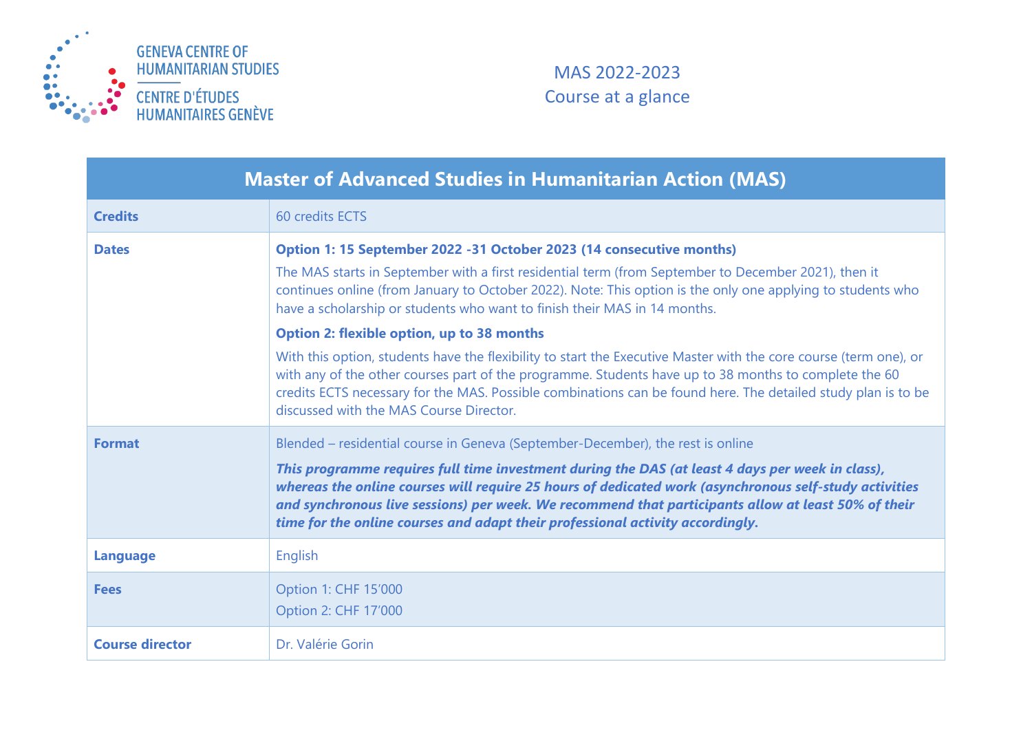GENEVA CENTRE OF HUMANITARIAN STUDIES

CENTRE D'ÉTUDES HUMANITAIRES GENÈVE

MAS 2022-2023
Course at a glance

| Master of Advanced Studies in Humanitarian Action (MAS) | |
|---|---|
| **Credits** | 60 credits ECTS |
| **Dates** | **Option 1: 15 September 2022 -31 October 2023 (14 consecutive months)**<br>The MAS starts in September with a first residential term (from September to December 2021), then it continues online (from January to October 2022). Note: This option is the only one applying to students who have a scholarship or students who want to finish their MAS in 14 months.<br>**Option 2: flexible option, up to 38 months**<br>With this option, students have the flexibility to start the Executive Master with the core course (term one), or with any of the other courses part of the programme. Students have up to 38 months to complete the 60 credits ECTS necessary for the MAS. Possible combinations can be found here. The detailed study plan is to be discussed with the MAS Course Director. |
| **Format** | Blended – residential course in Geneva (September-December), the rest is online<br>***This programme requires full time investment during the DAS (at least 4 days per week in class), whereas the online courses will require 25 hours of dedicated work (asynchronous self-study activities and synchronous live sessions) per week. We recommend that participants allow at least 50% of their time for the online courses and adapt their professional activity accordingly.*** |
| **Language** | English |
| **Fees** | Option 1: CHF 15'000<br>Option 2: CHF 17'000 |
| **Course director** | Dr. Valérie Gorin |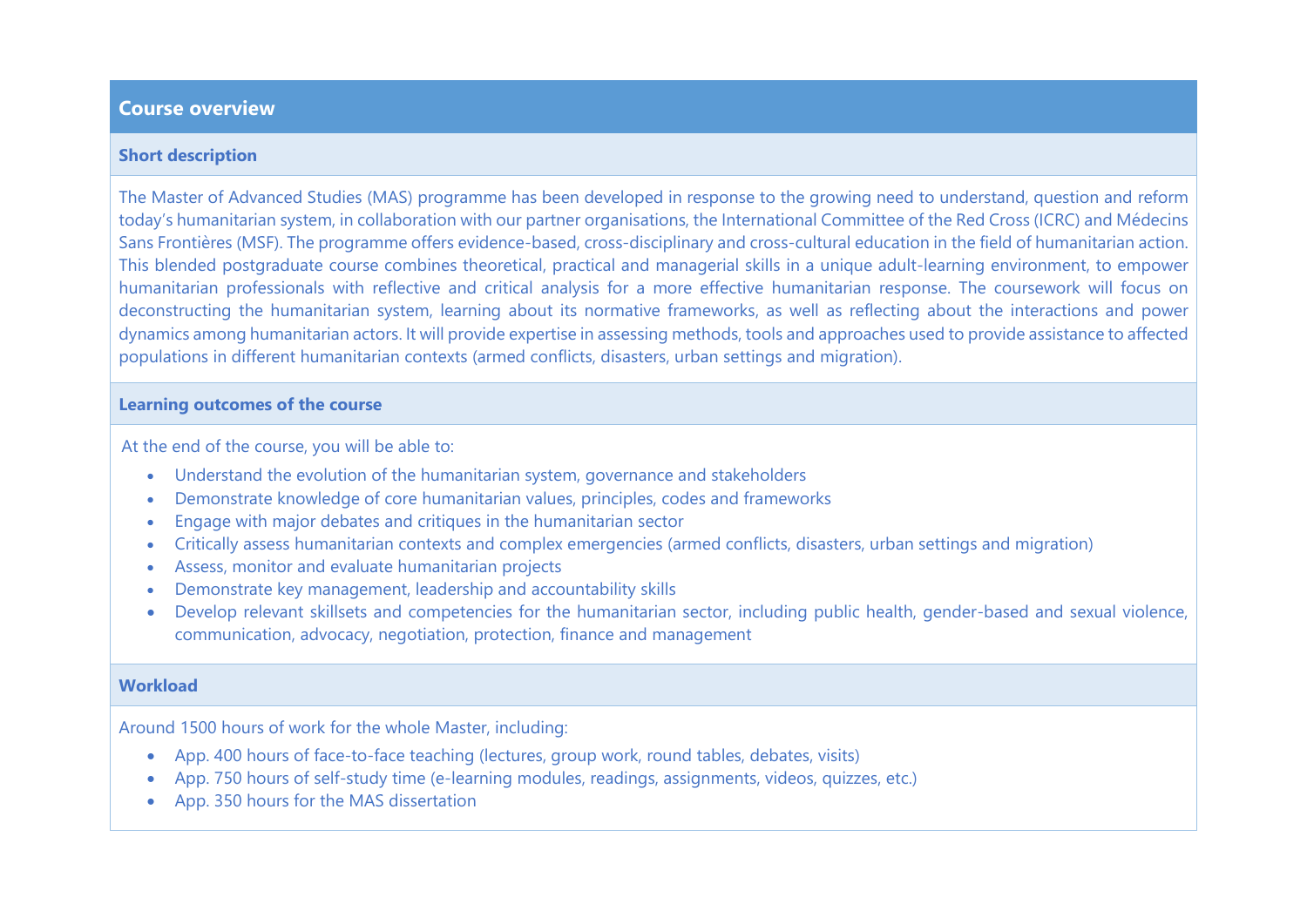## Course overview

### Short description

The Master of Advanced Studies (MAS) programme has been developed in response to the growing need to understand, question and reform today's humanitarian system, in collaboration with our partner organisations, the International Committee of the Red Cross (ICRC) and Médecins Sans Frontières (MSF). The programme offers evidence-based, cross-disciplinary and cross-cultural education in the field of humanitarian action. This blended postgraduate course combines theoretical, practical and managerial skills in a unique adult-learning environment, to empower humanitarian professionals with reflective and critical analysis for a more effective humanitarian response. The coursework will focus on deconstructing the humanitarian system, learning about its normative frameworks, as well as reflecting about the interactions and power dynamics among humanitarian actors. It will provide expertise in assessing methods, tools and approaches used to provide assistance to affected populations in different humanitarian contexts (armed conflicts, disasters, urban settings and migration).

### Learning outcomes of the course

At the end of the course, you will be able to:

- Understand the evolution of the humanitarian system, governance and stakeholders
- Demonstrate knowledge of core humanitarian values, principles, codes and frameworks
- Engage with major debates and critiques in the humanitarian sector
- Critically assess humanitarian contexts and complex emergencies (armed conflicts, disasters, urban settings and migration)
- Assess, monitor and evaluate humanitarian projects
- Demonstrate key management, leadership and accountability skills
- Develop relevant skillsets and competencies for the humanitarian sector, including public health, gender-based and sexual violence, communication, advocacy, negotiation, protection, finance and management

### Workload

Around 1500 hours of work for the whole Master, including:

- App. 400 hours of face-to-face teaching (lectures, group work, round tables, debates, visits)
- App. 750 hours of self-study time (e-learning modules, readings, assignments, videos, quizzes, etc.)
- App. 350 hours for the MAS dissertation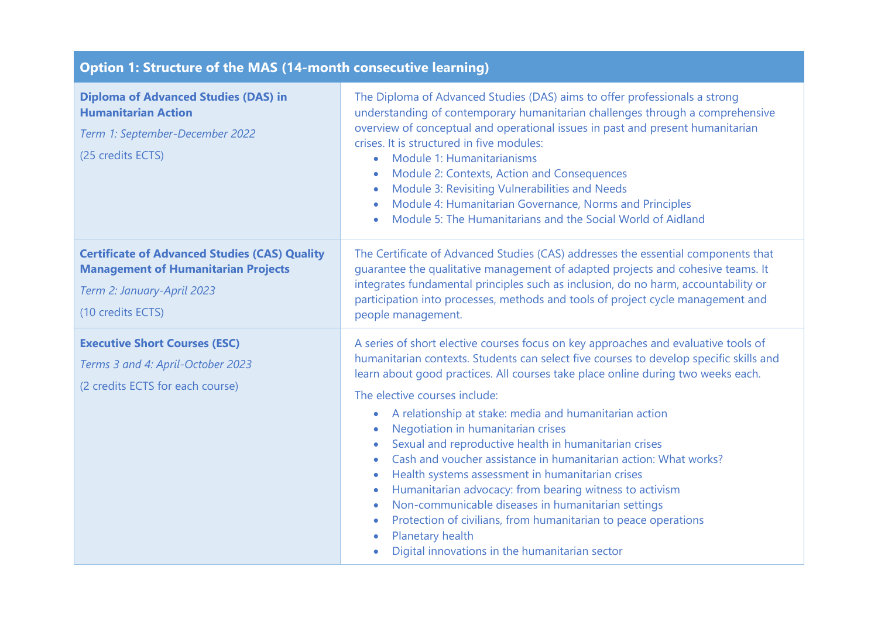| Option 1: Structure of the MAS (14-month consecutive learning) | |
|---|---|
| **Diploma of Advanced Studies (DAS) in Humanitarian Action**<br>*Term 1: September-December 2022*<br>(25 credits ECTS) | The Diploma of Advanced Studies (DAS) aims to offer professionals a strong understanding of contemporary humanitarian challenges through a comprehensive overview of conceptual and operational issues in past and present humanitarian crises. It is structured in five modules:<br>• Module 1: Humanitarianisms<br>• Module 2: Contexts, Action and Consequences<br>• Module 3: Revisiting Vulnerabilities and Needs<br>• Module 4: Humanitarian Governance, Norms and Principles<br>• Module 5: The Humanitarians and the Social World of Aidland |
| **Certificate of Advanced Studies (CAS) Quality Management of Humanitarian Projects**<br>*Term 2: January-April 2023*<br>(10 credits ECTS) | The Certificate of Advanced Studies (CAS) addresses the essential components that guarantee the qualitative management of adapted projects and cohesive teams. It integrates fundamental principles such as inclusion, do no harm, accountability or participation into processes, methods and tools of project cycle management and people management. |
| **Executive Short Courses (ESC)**<br>*Terms 3 and 4: April-October 2023*<br>(2 credits ECTS for each course) | A series of short elective courses focus on key approaches and evaluative tools of humanitarian contexts. Students can select five courses to develop specific skills and learn about good practices. All courses take place online during two weeks each.<br>The elective courses include:<br>• A relationship at stake: media and humanitarian action<br>• Negotiation in humanitarian crises<br>• Sexual and reproductive health in humanitarian crises<br>• Cash and voucher assistance in humanitarian action: What works?<br>• Health systems assessment in humanitarian crises<br>• Humanitarian advocacy: from bearing witness to activism<br>• Non-communicable diseases in humanitarian settings<br>• Protection of civilians, from humanitarian to peace operations<br>• Planetary health<br>• Digital innovations in the humanitarian sector |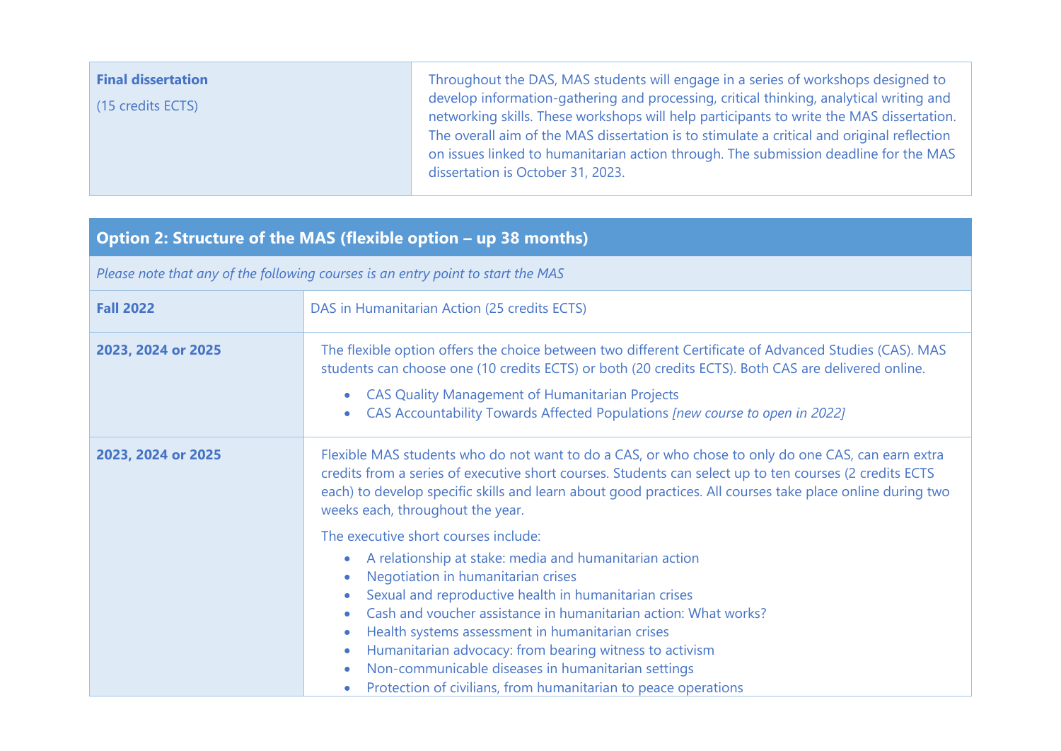| **Final dissertation**<br><br>(15 credits ECTS) | Throughout the DAS, MAS students will engage in a series of workshops designed to develop information-gathering and processing, critical thinking, analytical writing and networking skills. These workshops will help participants to write the MAS dissertation. The overall aim of the MAS dissertation is to stimulate a critical and original reflection on issues linked to humanitarian action through. The submission deadline for the MAS dissertation is October 31, 2023. |
|---|---|

| **Option 2: Structure of the MAS (flexible option – up 38 months)** | |
|---|---|
| *Please note that any of the following courses is an entry point to start the MAS* | |
| **Fall 2022** | DAS in Humanitarian Action (25 credits ECTS) |
| **2023, 2024 or 2025** | The flexible option offers the choice between two different Certificate of Advanced Studies (CAS). MAS students can choose one (10 credits ECTS) or both (20 credits ECTS). Both CAS are delivered online.<br><br>• CAS Quality Management of Humanitarian Projects<br>• CAS Accountability Towards Affected Populations *[new course to open in 2022]* |
| **2023, 2024 or 2025** | Flexible MAS students who do not want to do a CAS, or who chose to only do one CAS, can earn extra credits from a series of executive short courses. Students can select up to ten courses (2 credits ECTS each) to develop specific skills and learn about good practices. All courses take place online during two weeks each, throughout the year.<br><br>The executive short courses include:<br><br>• A relationship at stake: media and humanitarian action<br>• Negotiation in humanitarian crises<br>• Sexual and reproductive health in humanitarian crises<br>• Cash and voucher assistance in humanitarian action: What works?<br>• Health systems assessment in humanitarian crises<br>• Humanitarian advocacy: from bearing witness to activism<br>• Non-communicable diseases in humanitarian settings<br>• Protection of civilians, from humanitarian to peace operations |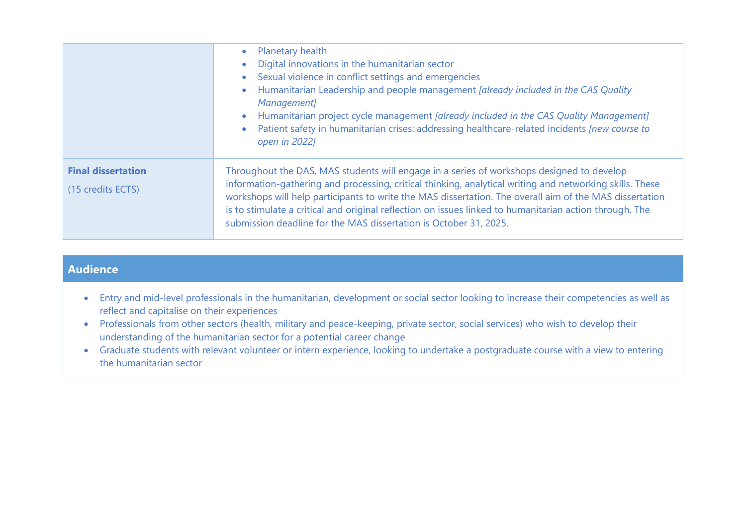| | |
|---|---|
| | <ul><li>Planetary health</li><li>Digital innovations in the humanitarian sector</li><li>Sexual violence in conflict settings and emergencies</li><li>Humanitarian Leadership and people management *[already included in the CAS Quality Management]*</li><li>Humanitarian project cycle management *[already included in the CAS Quality Management]*</li><li>Patient safety in humanitarian crises: addressing healthcare-related incidents *[new course to open in 2022]*</li></ul> |
| **Final dissertation**<br><br>(15 credits ECTS) | Throughout the DAS, MAS students will engage in a series of workshops designed to develop information-gathering and processing, critical thinking, analytical writing and networking skills. These workshops will help participants to write the MAS dissertation. The overall aim of the MAS dissertation is to stimulate a critical and original reflection on issues linked to humanitarian action through. The submission deadline for the MAS dissertation is October 31, 2025. |

## Audience

- Entry and mid-level professionals in the humanitarian, development or social sector looking to increase their competencies as well as reflect and capitalise on their experiences
- Professionals from other sectors (health, military and peace-keeping, private sector, social services) who wish to develop their understanding of the humanitarian sector for a potential career change
- Graduate students with relevant volunteer or intern experience, looking to undertake a postgraduate course with a view to entering the humanitarian sector